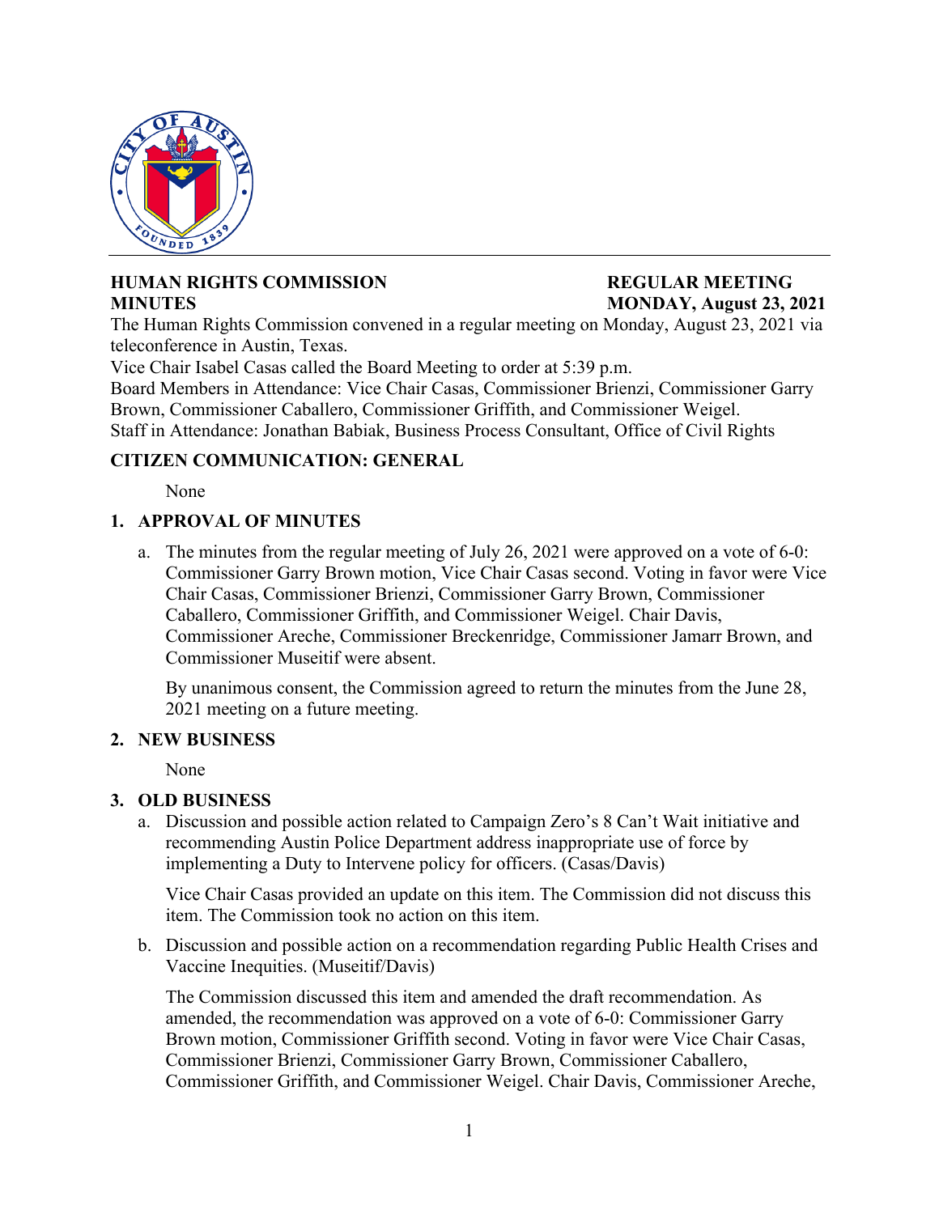**HUMAN RIGHTS COMMISSION MINUTES**

**REGULAR MEETING MONDAY, August 23, 2021**

The Human Rights Commission convened in a regular meeting on Monday, August 23, 2021 via teleconference in Austin, Texas.

Vice Chair Isabel Casas called the Board Meeting to order at 5:39 p.m.

Board Members in Attendance: Vice Chair Casas, Commissioner Brienzi, Commissioner Garry Brown, Commissioner Caballero, Commissioner Griffith, and Commissioner Weigel.

Staff in Attendance: Jonathan Babiak, Business Process Consultant, Office of Civil Rights

## CITIZEN COMMUNICATION: GENERAL

None

## 1. APPROVAL OF MINUTES

a. The minutes from the regular meeting of July 26, 2021 were approved on a vote of 6-0: Commissioner Garry Brown motion, Vice Chair Casas second. Voting in favor were Vice Chair Casas, Commissioner Brienzi, Commissioner Garry Brown, Commissioner Caballero, Commissioner Griffith, and Commissioner Weigel. Chair Davis, Commissioner Areche, Commissioner Breckenridge, Commissioner Jamarr Brown, and Commissioner Museitif were absent.

   By unanimous consent, the Commission agreed to return the minutes from the June 28, 2021 meeting on a future meeting.

## 2. NEW BUSINESS

None

## 3. OLD BUSINESS

a. Discussion and possible action related to Campaign Zero's 8 Can't Wait initiative and recommending Austin Police Department address inappropriate use of force by implementing a Duty to Intervene policy for officers. (Casas/Davis)

   Vice Chair Casas provided an update on this item. The Commission did not discuss this item. The Commission took no action on this item.

b. Discussion and possible action on a recommendation regarding Public Health Crises and Vaccine Inequities. (Museitif/Davis)

   The Commission discussed this item and amended the draft recommendation. As amended, the recommendation was approved on a vote of 6-0: Commissioner Garry Brown motion, Commissioner Griffith second. Voting in favor were Vice Chair Casas, Commissioner Brienzi, Commissioner Garry Brown, Commissioner Caballero, Commissioner Griffith, and Commissioner Weigel. Chair Davis, Commissioner Areche,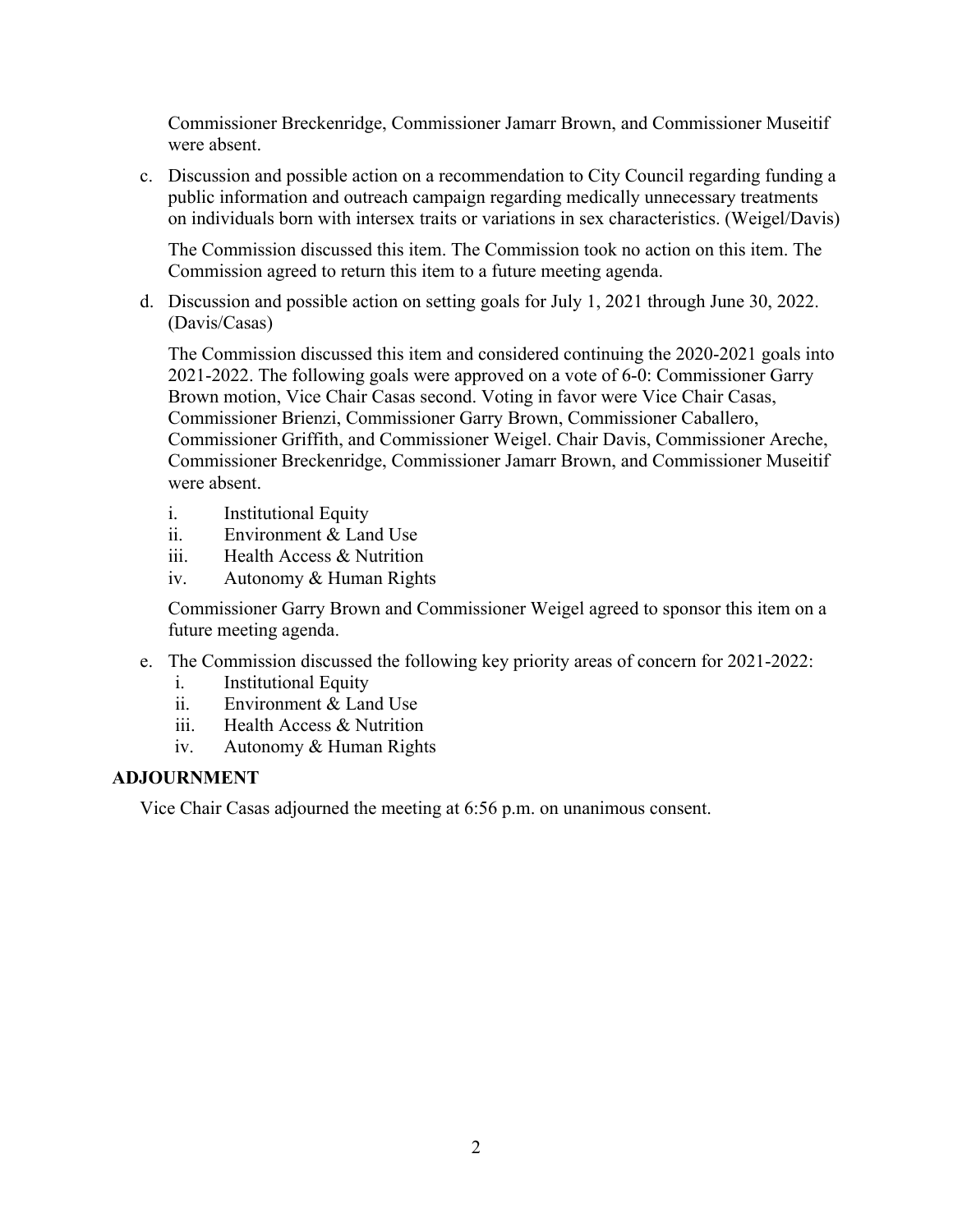Commissioner Breckenridge, Commissioner Jamarr Brown, and Commissioner Museitif were absent.

c. Discussion and possible action on a recommendation to City Council regarding funding a public information and outreach campaign regarding medically unnecessary treatments on individuals born with intersex traits or variations in sex characteristics. (Weigel/Davis)

   The Commission discussed this item. The Commission took no action on this item. The Commission agreed to return this item to a future meeting agenda.

d. Discussion and possible action on setting goals for July 1, 2021 through June 30, 2022. (Davis/Casas)

   The Commission discussed this item and considered continuing the 2020-2021 goals into 2021-2022. The following goals were approved on a vote of 6-0: Commissioner Garry Brown motion, Vice Chair Casas second. Voting in favor were Vice Chair Casas, Commissioner Brienzi, Commissioner Garry Brown, Commissioner Caballero, Commissioner Griffith, and Commissioner Weigel. Chair Davis, Commissioner Areche, Commissioner Breckenridge, Commissioner Jamarr Brown, and Commissioner Museitif were absent.

   i. Institutional Equity
   ii. Environment & Land Use
   iii. Health Access & Nutrition
   iv. Autonomy & Human Rights

   Commissioner Garry Brown and Commissioner Weigel agreed to sponsor this item on a future meeting agenda.

e. The Commission discussed the following key priority areas of concern for 2021-2022:
   i. Institutional Equity
   ii. Environment & Land Use
   iii. Health Access & Nutrition
   iv. Autonomy & Human Rights

**ADJOURNMENT**

Vice Chair Casas adjourned the meeting at 6:56 p.m. on unanimous consent.